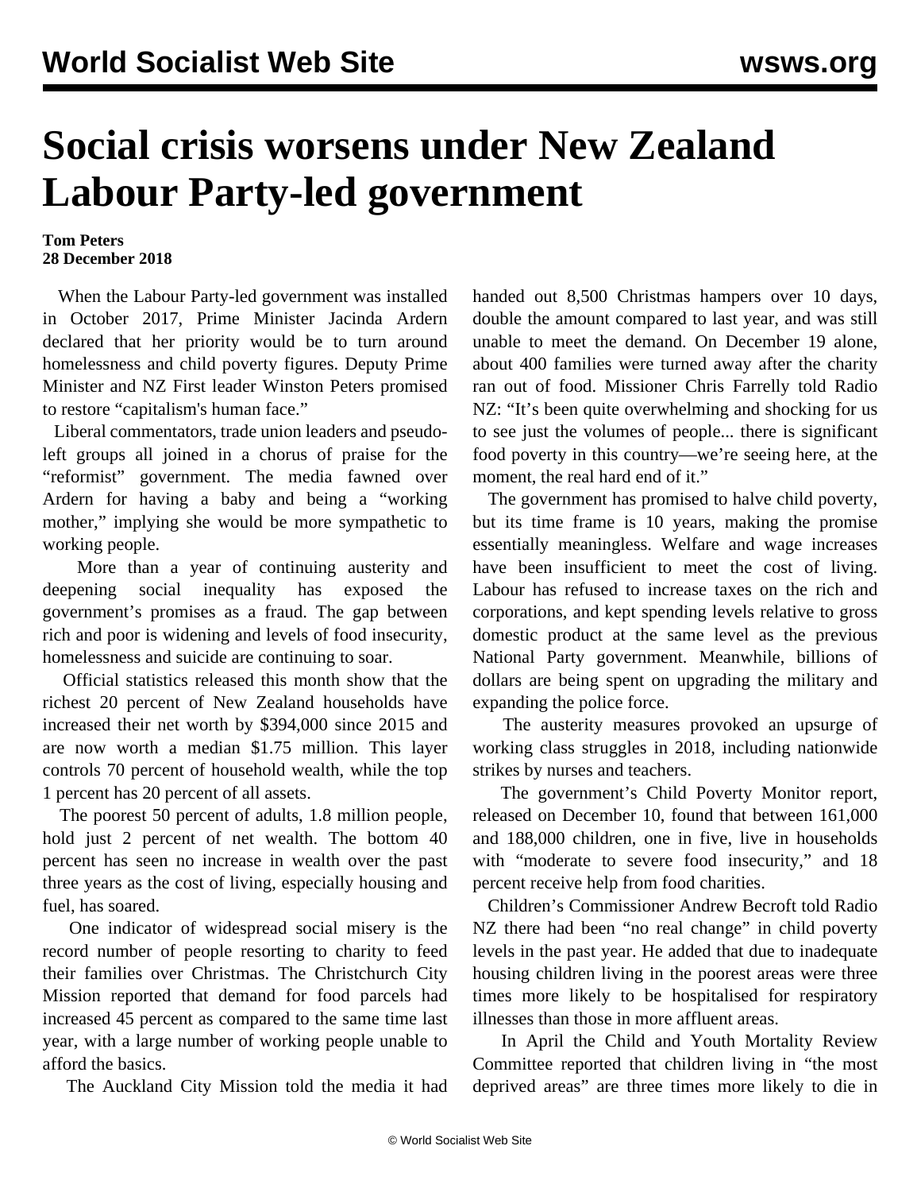# Social crisis worsens under New Zealand Labour Party-led government

**Tom Peters**
**28 December 2018**

When the Labour Party-led government was installed in October 2017, Prime Minister Jacinda Ardern declared that her priority would be to turn around homelessness and child poverty figures. Deputy Prime Minister and NZ First leader Winston Peters promised to restore "capitalism's human face."

Liberal commentators, trade union leaders and pseudo-left groups all joined in a chorus of praise for the "reformist" government. The media fawned over Ardern for having a baby and being a "working mother," implying she would be more sympathetic to working people.

More than a year of continuing austerity and deepening social inequality has exposed the government's promises as a fraud. The gap between rich and poor is widening and levels of food insecurity, homelessness and suicide are continuing to soar.

Official statistics released this month show that the richest 20 percent of New Zealand households have increased their net worth by $394,000 since 2015 and are now worth a median $1.75 million. This layer controls 70 percent of household wealth, while the top 1 percent has 20 percent of all assets.

The poorest 50 percent of adults, 1.8 million people, hold just 2 percent of net wealth. The bottom 40 percent has seen no increase in wealth over the past three years as the cost of living, especially housing and fuel, has soared.

One indicator of widespread social misery is the record number of people resorting to charity to feed their families over Christmas. The Christchurch City Mission reported that demand for food parcels had increased 45 percent as compared to the same time last year, with a large number of working people unable to afford the basics.

The Auckland City Mission told the media it had handed out 8,500 Christmas hampers over 10 days, double the amount compared to last year, and was still unable to meet the demand. On December 19 alone, about 400 families were turned away after the charity ran out of food. Missioner Chris Farrelly told Radio NZ: "It's been quite overwhelming and shocking for us to see just the volumes of people... there is significant food poverty in this country—we're seeing here, at the moment, the real hard end of it."

The government has promised to halve child poverty, but its time frame is 10 years, making the promise essentially meaningless. Welfare and wage increases have been insufficient to meet the cost of living. Labour has refused to increase taxes on the rich and corporations, and kept spending levels relative to gross domestic product at the same level as the previous National Party government. Meanwhile, billions of dollars are being spent on upgrading the military and expanding the police force.

The austerity measures provoked an upsurge of working class struggles in 2018, including nationwide strikes by nurses and teachers.

The government's Child Poverty Monitor report, released on December 10, found that between 161,000 and 188,000 children, one in five, live in households with "moderate to severe food insecurity," and 18 percent receive help from food charities.

Children's Commissioner Andrew Becroft told Radio NZ there had been "no real change" in child poverty levels in the past year. He added that due to inadequate housing children living in the poorest areas were three times more likely to be hospitalised for respiratory illnesses than those in more affluent areas.

In April the Child and Youth Mortality Review Committee reported that children living in "the most deprived areas" are three times more likely to die in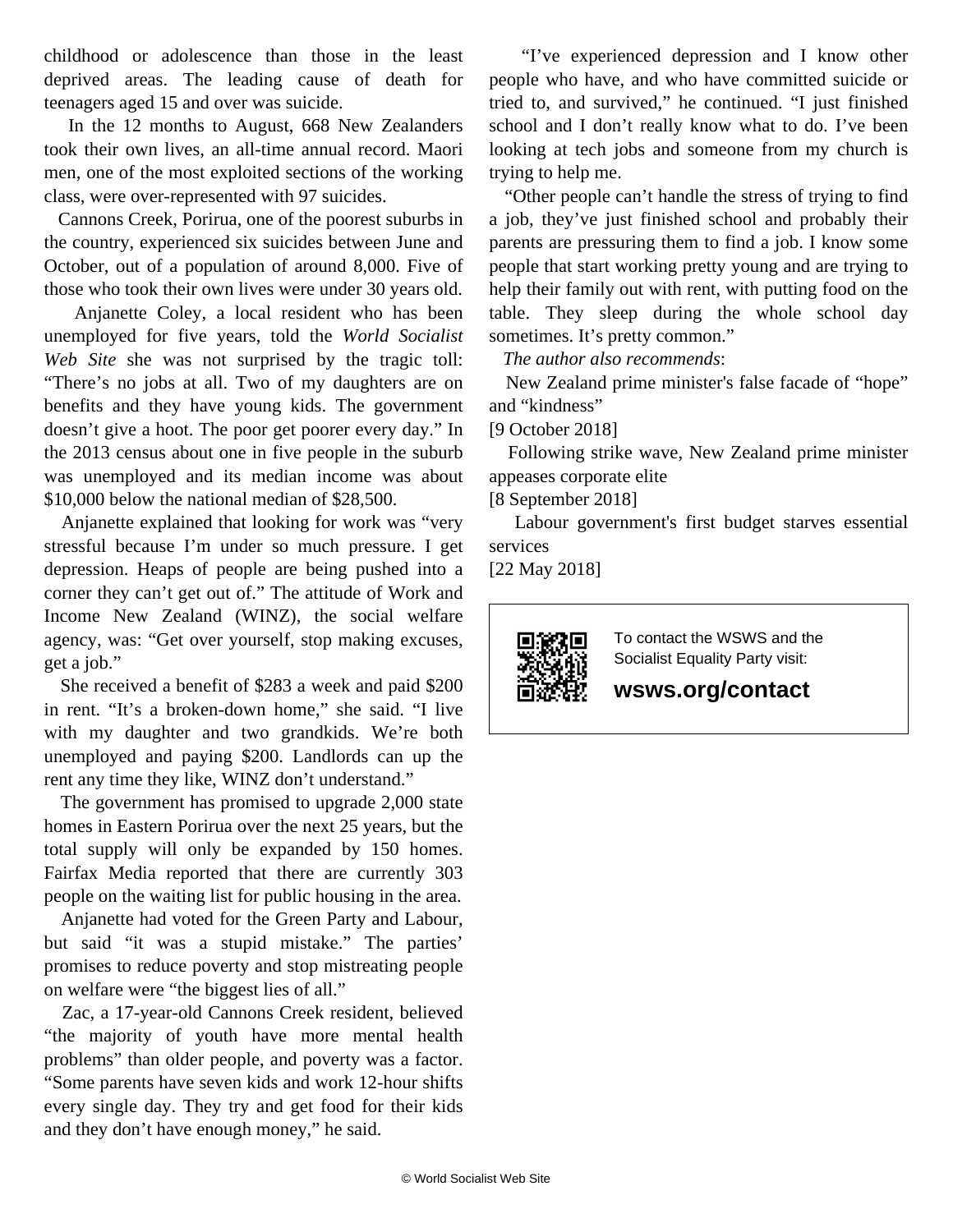childhood or adolescence than those in the least deprived areas. The leading cause of death for teenagers aged 15 and over was suicide.

In the 12 months to August, 668 New Zealanders took their own lives, an all-time annual record. Maori men, one of the most exploited sections of the working class, were over-represented with 97 suicides.

Cannons Creek, Porirua, one of the poorest suburbs in the country, experienced six suicides between June and October, out of a population of around 8,000. Five of those who took their own lives were under 30 years old.

Anjanette Coley, a local resident who has been unemployed for five years, told the *World Socialist Web Site* she was not surprised by the tragic toll: "There's no jobs at all. Two of my daughters are on benefits and they have young kids. The government doesn't give a hoot. The poor get poorer every day." In the 2013 census about one in five people in the suburb was unemployed and its median income was about $10,000 below the national median of $28,500.

Anjanette explained that looking for work was "very stressful because I'm under so much pressure. I get depression. Heaps of people are being pushed into a corner they can't get out of." The attitude of Work and Income New Zealand (WINZ), the social welfare agency, was: "Get over yourself, stop making excuses, get a job."

She received a benefit of $283 a week and paid $200 in rent. "It's a broken-down home," she said. "I live with my daughter and two grandkids. We're both unemployed and paying $200. Landlords can up the rent any time they like, WINZ don't understand."

The government has promised to upgrade 2,000 state homes in Eastern Porirua over the next 25 years, but the total supply will only be expanded by 150 homes. Fairfax Media reported that there are currently 303 people on the waiting list for public housing in the area.

Anjanette had voted for the Green Party and Labour, but said "it was a stupid mistake." The parties' promises to reduce poverty and stop mistreating people on welfare were "the biggest lies of all."

Zac, a 17-year-old Cannons Creek resident, believed "the majority of youth have more mental health problems" than older people, and poverty was a factor. "Some parents have seven kids and work 12-hour shifts every single day. They try and get food for their kids and they don't have enough money," he said.

"I've experienced depression and I know other people who have, and who have committed suicide or tried to, and survived," he continued. "I just finished school and I don't really know what to do. I've been looking at tech jobs and someone from my church is trying to help me.

"Other people can't handle the stress of trying to find a job, they've just finished school and probably their parents are pressuring them to find a job. I know some people that start working pretty young and are trying to help their family out with rent, with putting food on the table. They sleep during the whole school day sometimes. It's pretty common."

*The author also recommends*:

New Zealand prime minister's false facade of "hope" and "kindness"
[9 October 2018]

Following strike wave, New Zealand prime minister appeases corporate elite
[8 September 2018]

Labour government's first budget starves essential services
[22 May 2018]

To contact the WSWS and the Socialist Equality Party visit:

**wsws.org/contact**